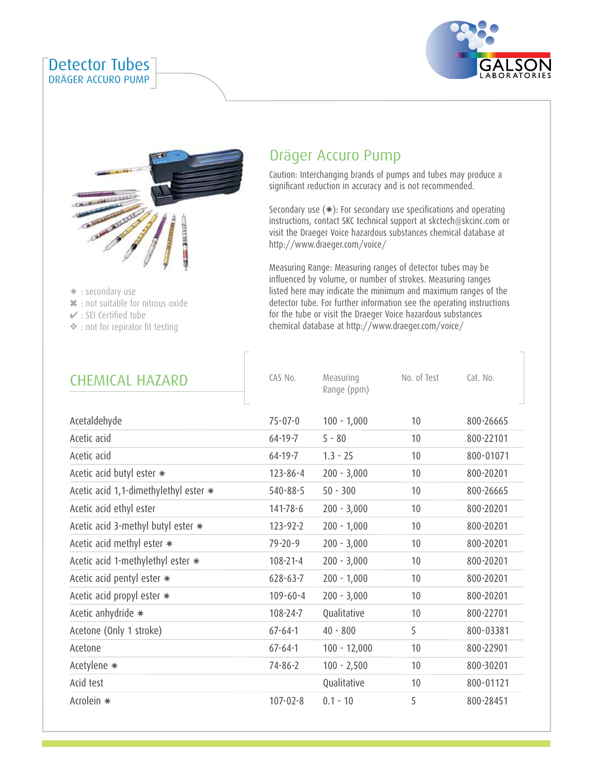# Detector Tubes

DRÄGER ACCURO PUMP

✷ : secondary use
✖ : not suitable for nitrous oxide
✔ : SEI Certified tube
❖ : not for repirator fit testing

## Dräger Accuro Pump

Caution: Interchanging brands of pumps and tubes may produce a significant reduction in accuracy and is not recommended.

Secondary use (✷): For secondary use specifications and operating instructions, contact SKC technical support at skctech@skcinc.com or visit the Draeger Voice hazardous substances chemical database at http://www.draeger.com/voice/

Measuring Range: Measuring ranges of detector tubes may be influenced by volume, or number of strokes. Measuring ranges listed here may indicate the minimum and maximum ranges of the detector tube. For further information see the operating instructions for the tube or visit the Draeger Voice hazardous substances chemical database at http://www.draeger.com/voice/

| CHEMICAL HAZARD | CAS No. | Measuring Range (ppm) | No. of Test | Cat. No. |
|---|---|---|---|---|
| Acetaldehyde | 75-07-0 | 100 - 1,000 | 10 | 800-26665 |
| Acetic acid | 64-19-7 | 5 - 80 | 10 | 800-22101 |
| Acetic acid | 64-19-7 | 1.3 - 25 | 10 | 800-01071 |
| Acetic acid butyl ester ✷ | 123-86-4 | 200 - 3,000 | 10 | 800-20201 |
| Acetic acid 1,1-dimethylethyl ester ✷ | 540-88-5 | 50 - 300 | 10 | 800-26665 |
| Acetic acid ethyl ester | 141-78-6 | 200 - 3,000 | 10 | 800-20201 |
| Acetic acid 3-methyl butyl ester ✷ | 123-92-2 | 200 - 1,000 | 10 | 800-20201 |
| Acetic acid methyl ester ✷ | 79-20-9 | 200 - 3,000 | 10 | 800-20201 |
| Acetic acid 1-methylethyl ester ✷ | 108-21-4 | 200 - 3,000 | 10 | 800-20201 |
| Acetic acid pentyl ester ✷ | 628-63-7 | 200 - 1,000 | 10 | 800-20201 |
| Acetic acid propyl ester ✷ | 109-60-4 | 200 - 3,000 | 10 | 800-20201 |
| Acetic anhydride ✷ | 108-24-7 | Qualitative | 10 | 800-22701 |
| Acetone (Only 1 stroke) | 67-64-1 | 40 - 800 | 5 | 800-03381 |
| Acetone | 67-64-1 | 100 - 12,000 | 10 | 800-22901 |
| Acetylene ✷ | 74-86-2 | 100 - 2,500 | 10 | 800-30201 |
| Acid test | | Qualitative | 10 | 800-01121 |
| Acrolein ✷ | 107-02-8 | 0.1 - 10 | 5 | 800-28451 |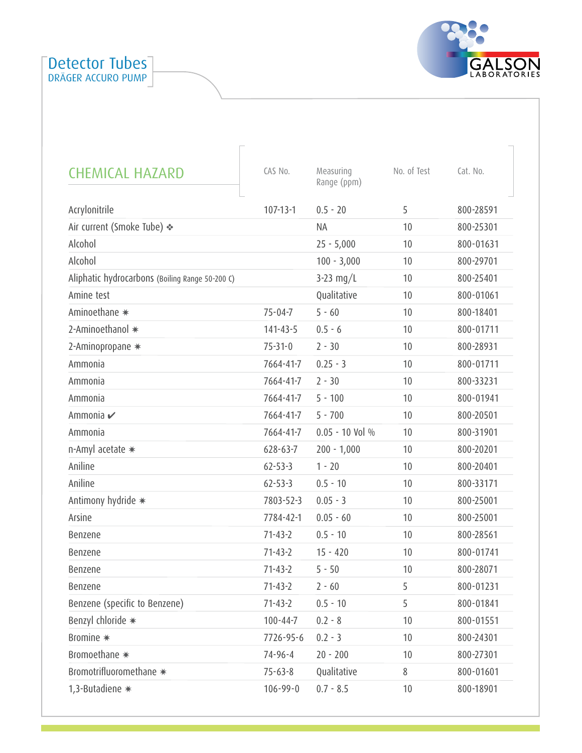# Detector Tubes

DRÄGER ACCURO PUMP

| CHEMICAL HAZARD | CAS No. | Measuring Range (ppm) | No. of Test | Cat. No. |
|---|---|---|---|---|
| Acrylonitrile | 107-13-1 | 0.5 - 20 | 5 | 800-28591 |
| Air current (Smoke Tube) ❖ | | NA | 10 | 800-25301 |
| Alcohol | | 25 - 5,000 | 10 | 800-01631 |
| Alcohol | | 100 - 3,000 | 10 | 800-29701 |
| Aliphatic hydrocarbons (Boiling Range 50-200 C) | | 3-23 mg/L | 10 | 800-25401 |
| Amine test | | Qualitative | 10 | 800-01061 |
| Aminoethane ✷ | 75-04-7 | 5 - 60 | 10 | 800-18401 |
| 2-Aminoethanol ✷ | 141-43-5 | 0.5 - 6 | 10 | 800-01711 |
| 2-Aminopropane ✷ | 75-31-0 | 2 - 30 | 10 | 800-28931 |
| Ammonia | 7664-41-7 | 0.25 - 3 | 10 | 800-01711 |
| Ammonia | 7664-41-7 | 2 - 30 | 10 | 800-33231 |
| Ammonia | 7664-41-7 | 5 - 100 | 10 | 800-01941 |
| Ammonia ✔ | 7664-41-7 | 5 - 700 | 10 | 800-20501 |
| Ammonia | 7664-41-7 | 0.05 - 10 Vol % | 10 | 800-31901 |
| n-Amyl acetate ✷ | 628-63-7 | 200 - 1,000 | 10 | 800-20201 |
| Aniline | 62-53-3 | 1 - 20 | 10 | 800-20401 |
| Aniline | 62-53-3 | 0.5 - 10 | 10 | 800-33171 |
| Antimony hydride ✷ | 7803-52-3 | 0.05 - 3 | 10 | 800-25001 |
| Arsine | 7784-42-1 | 0.05 - 60 | 10 | 800-25001 |
| Benzene | 71-43-2 | 0.5 - 10 | 10 | 800-28561 |
| Benzene | 71-43-2 | 15 - 420 | 10 | 800-01741 |
| Benzene | 71-43-2 | 5 - 50 | 10 | 800-28071 |
| Benzene | 71-43-2 | 2 - 60 | 5 | 800-01231 |
| Benzene (specific to Benzene) | 71-43-2 | 0.5 - 10 | 5 | 800-01841 |
| Benzyl chloride ✷ | 100-44-7 | 0.2 - 8 | 10 | 800-01551 |
| Bromine ✷ | 7726-95-6 | 0.2 - 3 | 10 | 800-24301 |
| Bromoethane ✷ | 74-96-4 | 20 - 200 | 10 | 800-27301 |
| Bromotrifluoromethane ✷ | 75-63-8 | Qualitative | 8 | 800-01601 |
| 1,3-Butadiene ✷ | 106-99-0 | 0.7 - 8.5 | 10 | 800-18901 |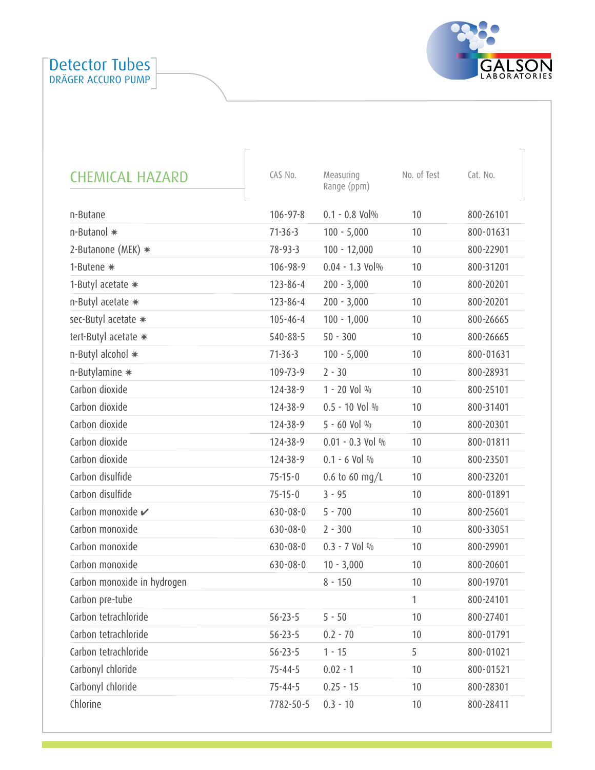# Detector Tubes

DRÄGER ACCURO PUMP

| CHEMICAL HAZARD | CAS No. | Measuring Range (ppm) | No. of Test | Cat. No. |
|---|---|---|---|---|
| n-Butane | 106-97-8 | 0.1 - 0.8 Vol% | 10 | 800-26101 |
| n-Butanol ✷ | 71-36-3 | 100 - 5,000 | 10 | 800-01631 |
| 2-Butanone (MEK) ✷ | 78-93-3 | 100 - 12,000 | 10 | 800-22901 |
| 1-Butene ✷ | 106-98-9 | 0.04 - 1.3 Vol% | 10 | 800-31201 |
| 1-Butyl acetate ✷ | 123-86-4 | 200 - 3,000 | 10 | 800-20201 |
| n-Butyl acetate ✷ | 123-86-4 | 200 - 3,000 | 10 | 800-20201 |
| sec-Butyl acetate ✷ | 105-46-4 | 100 - 1,000 | 10 | 800-26665 |
| tert-Butyl acetate ✷ | 540-88-5 | 50 - 300 | 10 | 800-26665 |
| n-Butyl alcohol ✷ | 71-36-3 | 100 - 5,000 | 10 | 800-01631 |
| n-Butylamine ✷ | 109-73-9 | 2 - 30 | 10 | 800-28931 |
| Carbon dioxide | 124-38-9 | 1 - 20 Vol % | 10 | 800-25101 |
| Carbon dioxide | 124-38-9 | 0.5 - 10 Vol % | 10 | 800-31401 |
| Carbon dioxide | 124-38-9 | 5 - 60 Vol % | 10 | 800-20301 |
| Carbon dioxide | 124-38-9 | 0.01 - 0.3 Vol % | 10 | 800-01811 |
| Carbon dioxide | 124-38-9 | 0.1 - 6 Vol % | 10 | 800-23501 |
| Carbon disulfide | 75-15-0 | 0.6 to 60 mg/L | 10 | 800-23201 |
| Carbon disulfide | 75-15-0 | 3 - 95 | 10 | 800-01891 |
| Carbon monoxide ✔ | 630-08-0 | 5 - 700 | 10 | 800-25601 |
| Carbon monoxide | 630-08-0 | 2 - 300 | 10 | 800-33051 |
| Carbon monoxide | 630-08-0 | 0.3 - 7 Vol % | 10 | 800-29901 |
| Carbon monoxide | 630-08-0 | 10 - 3,000 | 10 | 800-20601 |
| Carbon monoxide in hydrogen | | 8 - 150 | 10 | 800-19701 |
| Carbon pre-tube | | | 1 | 800-24101 |
| Carbon tetrachloride | 56-23-5 | 5 - 50 | 10 | 800-27401 |
| Carbon tetrachloride | 56-23-5 | 0.2 - 70 | 10 | 800-01791 |
| Carbon tetrachloride | 56-23-5 | 1 - 15 | 5 | 800-01021 |
| Carbonyl chloride | 75-44-5 | 0.02 - 1 | 10 | 800-01521 |
| Carbonyl chloride | 75-44-5 | 0.25 - 15 | 10 | 800-28301 |
| Chlorine | 7782-50-5 | 0.3 - 10 | 10 | 800-28411 |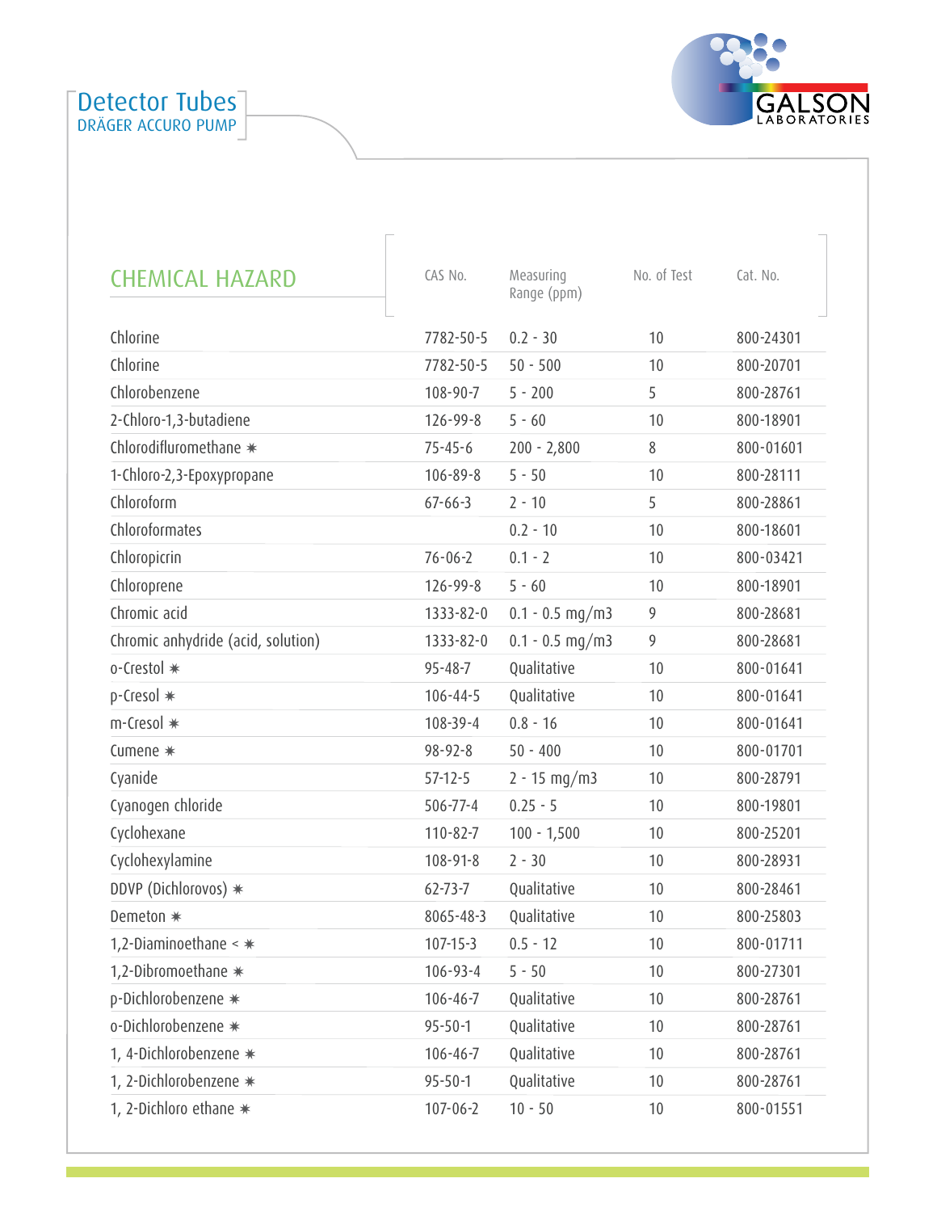# Detector Tubes

DRÄGER ACCURO PUMP

| CHEMICAL HAZARD | CAS No. | Measuring Range (ppm) | No. of Test | Cat. No. |
|---|---|---|---|---|
| Chlorine | 7782-50-5 | 0.2 - 30 | 10 | 800-24301 |
| Chlorine | 7782-50-5 | 50 - 500 | 10 | 800-20701 |
| Chlorobenzene | 108-90-7 | 5 - 200 | 5 | 800-28761 |
| 2-Chloro-1,3-butadiene | 126-99-8 | 5 - 60 | 10 | 800-18901 |
| Chlorodifluromethane ✷ | 75-45-6 | 200 - 2,800 | 8 | 800-01601 |
| 1-Chloro-2,3-Epoxypropane | 106-89-8 | 5 - 50 | 10 | 800-28111 |
| Chloroform | 67-66-3 | 2 - 10 | 5 | 800-28861 |
| Chloroformates | | 0.2 - 10 | 10 | 800-18601 |
| Chloropicrin | 76-06-2 | 0.1 - 2 | 10 | 800-03421 |
| Chloroprene | 126-99-8 | 5 - 60 | 10 | 800-18901 |
| Chromic acid | 1333-82-0 | 0.1 - 0.5 mg/m3 | 9 | 800-28681 |
| Chromic anhydride (acid, solution) | 1333-82-0 | 0.1 - 0.5 mg/m3 | 9 | 800-28681 |
| o-Crestol ✷ | 95-48-7 | Qualitative | 10 | 800-01641 |
| p-Cresol ✷ | 106-44-5 | Qualitative | 10 | 800-01641 |
| m-Cresol ✷ | 108-39-4 | 0.8 - 16 | 10 | 800-01641 |
| Cumene ✷ | 98-92-8 | 50 - 400 | 10 | 800-01701 |
| Cyanide | 57-12-5 | 2 - 15 mg/m3 | 10 | 800-28791 |
| Cyanogen chloride | 506-77-4 | 0.25 - 5 | 10 | 800-19801 |
| Cyclohexane | 110-82-7 | 100 - 1,500 | 10 | 800-25201 |
| Cyclohexylamine | 108-91-8 | 2 - 30 | 10 | 800-28931 |
| DDVP (Dichlorovos) ✷ | 62-73-7 | Qualitative | 10 | 800-28461 |
| Demeton ✷ | 8065-48-3 | Qualitative | 10 | 800-25803 |
| 1,2-Diaminoethane < ✷ | 107-15-3 | 0.5 - 12 | 10 | 800-01711 |
| 1,2-Dibromoethane ✷ | 106-93-4 | 5 - 50 | 10 | 800-27301 |
| p-Dichlorobenzene ✷ | 106-46-7 | Qualitative | 10 | 800-28761 |
| o-Dichlorobenzene ✷ | 95-50-1 | Qualitative | 10 | 800-28761 |
| 1, 4-Dichlorobenzene ✷ | 106-46-7 | Qualitative | 10 | 800-28761 |
| 1, 2-Dichlorobenzene ✷ | 95-50-1 | Qualitative | 10 | 800-28761 |
| 1, 2-Dichloro ethane ✷ | 107-06-2 | 10 - 50 | 10 | 800-01551 |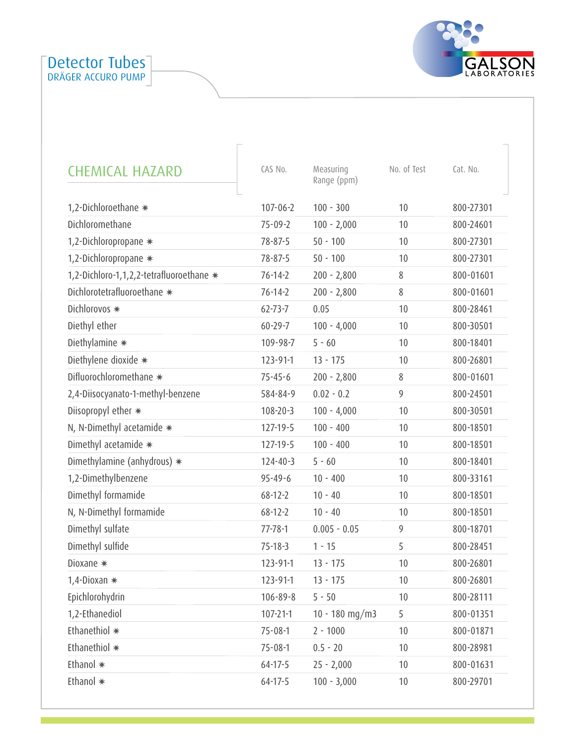# Detector Tubes

DRÄGER ACCURO PUMP

GALSON LABORATORIES

| CHEMICAL HAZARD | CAS No. | Measuring Range (ppm) | No. of Test | Cat. No. |
|---|---|---|---|---|
| 1,2-Dichloroethane ✳ | 107-06-2 | 100 - 300 | 10 | 800-27301 |
| Dichloromethane | 75-09-2 | 100 - 2,000 | 10 | 800-24601 |
| 1,2-Dichloropropane ✳ | 78-87-5 | 50 - 100 | 10 | 800-27301 |
| 1,2-Dichloropropane ✳ | 78-87-5 | 50 - 100 | 10 | 800-27301 |
| 1,2-Dichloro-1,1,2,2-tetrafluoroethane ✳ | 76-14-2 | 200 - 2,800 | 8 | 800-01601 |
| Dichlorotetrafluoroethane ✳ | 76-14-2 | 200 - 2,800 | 8 | 800-01601 |
| Dichlorovos ✳ | 62-73-7 | 0.05 | 10 | 800-28461 |
| Diethyl ether | 60-29-7 | 100 - 4,000 | 10 | 800-30501 |
| Diethylamine ✳ | 109-98-7 | 5 - 60 | 10 | 800-18401 |
| Diethylene dioxide ✳ | 123-91-1 | 13 - 175 | 10 | 800-26801 |
| Difluorochloromethane ✳ | 75-45-6 | 200 - 2,800 | 8 | 800-01601 |
| 2,4-Diisocyanato-1-methyl-benzene | 584-84-9 | 0.02 - 0.2 | 9 | 800-24501 |
| Diisopropyl ether ✳ | 108-20-3 | 100 - 4,000 | 10 | 800-30501 |
| N, N-Dimethyl acetamide ✳ | 127-19-5 | 100 - 400 | 10 | 800-18501 |
| Dimethyl acetamide ✳ | 127-19-5 | 100 - 400 | 10 | 800-18501 |
| Dimethylamine (anhydrous) ✳ | 124-40-3 | 5 - 60 | 10 | 800-18401 |
| 1,2-Dimethylbenzene | 95-49-6 | 10 - 400 | 10 | 800-33161 |
| Dimethyl formamide | 68-12-2 | 10 - 40 | 10 | 800-18501 |
| N, N-Dimethyl formamide | 68-12-2 | 10 - 40 | 10 | 800-18501 |
| Dimethyl sulfate | 77-78-1 | 0.005 - 0.05 | 9 | 800-18701 |
| Dimethyl sulfide | 75-18-3 | 1 - 15 | 5 | 800-28451 |
| Dioxane ✳ | 123-91-1 | 13 - 175 | 10 | 800-26801 |
| 1,4-Dioxan ✳ | 123-91-1 | 13 - 175 | 10 | 800-26801 |
| Epichlorohydrin | 106-89-8 | 5 - 50 | 10 | 800-28111 |
| 1,2-Ethanediol | 107-21-1 | 10 - 180 mg/m3 | 5 | 800-01351 |
| Ethanethiol ✳ | 75-08-1 | 2 - 1000 | 10 | 800-01871 |
| Ethanethiol ✳ | 75-08-1 | 0.5 - 20 | 10 | 800-28981 |
| Ethanol ✳ | 64-17-5 | 25 - 2,000 | 10 | 800-01631 |
| Ethanol ✳ | 64-17-5 | 100 - 3,000 | 10 | 800-29701 |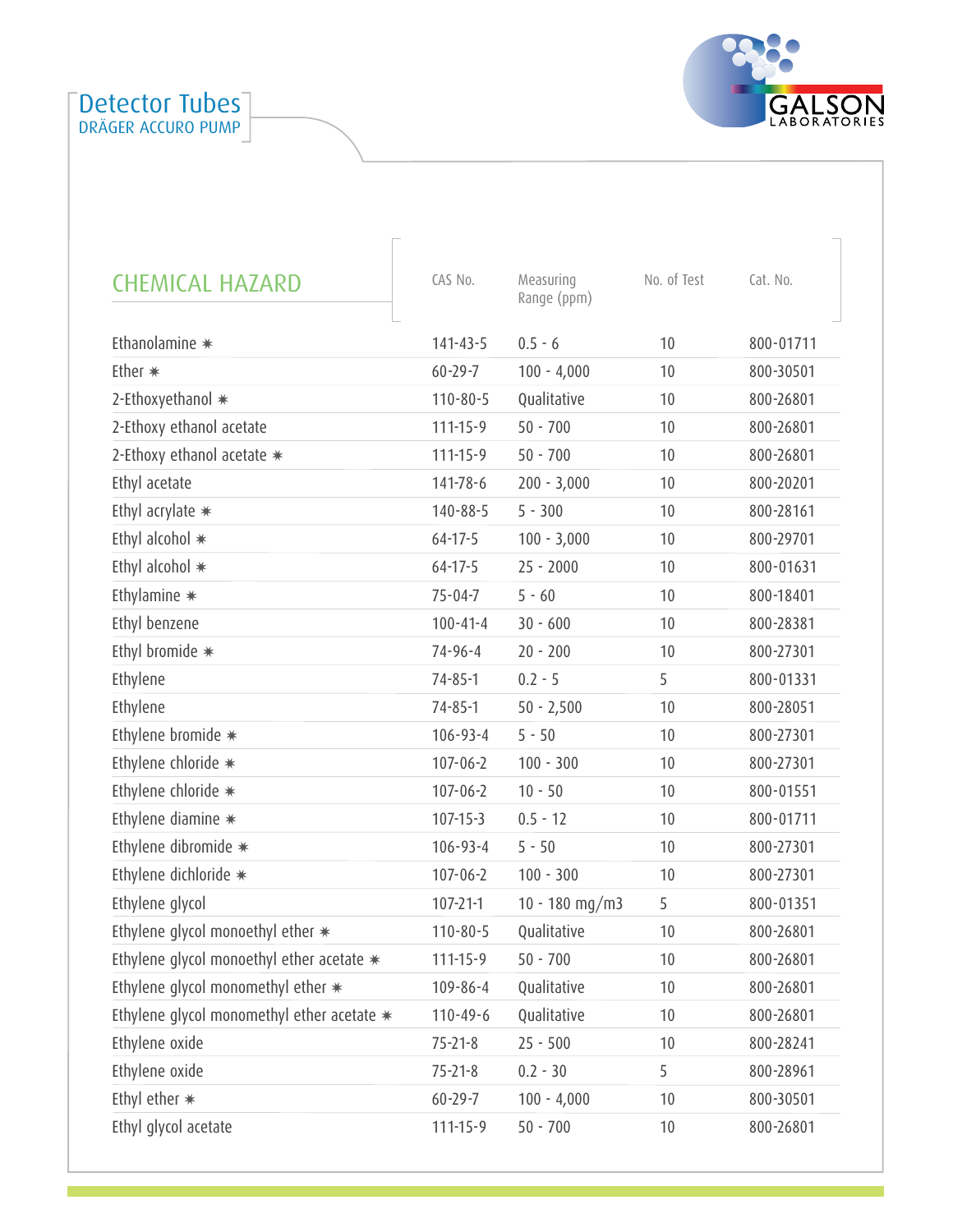# Detector Tubes

DRÄGER ACCURO PUMP

| CHEMICAL HAZARD | CAS No. | Measuring Range (ppm) | No. of Test | Cat. No. |
|---|---|---|---|---|
| Ethanolamine ✷ | 141-43-5 | 0.5 - 6 | 10 | 800-01711 |
| Ether ✷ | 60-29-7 | 100 - 4,000 | 10 | 800-30501 |
| 2-Ethoxyethanol ✷ | 110-80-5 | Qualitative | 10 | 800-26801 |
| 2-Ethoxy ethanol acetate | 111-15-9 | 50 - 700 | 10 | 800-26801 |
| 2-Ethoxy ethanol acetate ✷ | 111-15-9 | 50 - 700 | 10 | 800-26801 |
| Ethyl acetate | 141-78-6 | 200 - 3,000 | 10 | 800-20201 |
| Ethyl acrylate ✷ | 140-88-5 | 5 - 300 | 10 | 800-28161 |
| Ethyl alcohol ✷ | 64-17-5 | 100 - 3,000 | 10 | 800-29701 |
| Ethyl alcohol ✷ | 64-17-5 | 25 - 2000 | 10 | 800-01631 |
| Ethylamine ✷ | 75-04-7 | 5 - 60 | 10 | 800-18401 |
| Ethyl benzene | 100-41-4 | 30 - 600 | 10 | 800-28381 |
| Ethyl bromide ✷ | 74-96-4 | 20 - 200 | 10 | 800-27301 |
| Ethylene | 74-85-1 | 0.2 - 5 | 5 | 800-01331 |
| Ethylene | 74-85-1 | 50 - 2,500 | 10 | 800-28051 |
| Ethylene bromide ✷ | 106-93-4 | 5 - 50 | 10 | 800-27301 |
| Ethylene chloride ✷ | 107-06-2 | 100 - 300 | 10 | 800-27301 |
| Ethylene chloride ✷ | 107-06-2 | 10 - 50 | 10 | 800-01551 |
| Ethylene diamine ✷ | 107-15-3 | 0.5 - 12 | 10 | 800-01711 |
| Ethylene dibromide ✷ | 106-93-4 | 5 - 50 | 10 | 800-27301 |
| Ethylene dichloride ✷ | 107-06-2 | 100 - 300 | 10 | 800-27301 |
| Ethylene glycol | 107-21-1 | 10 - 180 mg/m3 | 5 | 800-01351 |
| Ethylene glycol monoethyl ether ✷ | 110-80-5 | Qualitative | 10 | 800-26801 |
| Ethylene glycol monoethyl ether acetate ✷ | 111-15-9 | 50 - 700 | 10 | 800-26801 |
| Ethylene glycol monomethyl ether ✷ | 109-86-4 | Qualitative | 10 | 800-26801 |
| Ethylene glycol monomethyl ether acetate ✷ | 110-49-6 | Qualitative | 10 | 800-26801 |
| Ethylene oxide | 75-21-8 | 25 - 500 | 10 | 800-28241 |
| Ethylene oxide | 75-21-8 | 0.2 - 30 | 5 | 800-28961 |
| Ethyl ether ✷ | 60-29-7 | 100 - 4,000 | 10 | 800-30501 |
| Ethyl glycol acetate | 111-15-9 | 50 - 700 | 10 | 800-26801 |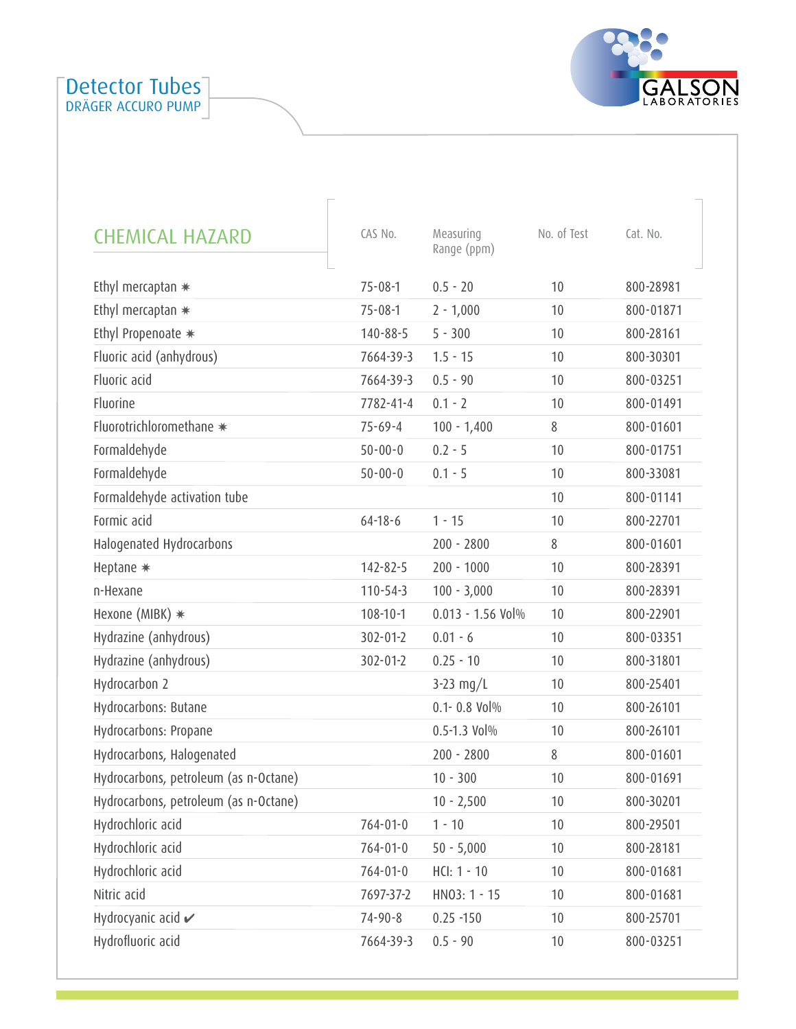# Detector Tubes
DRÄGER ACCURO PUMP

| CHEMICAL HAZARD | CAS No. | Measuring Range (ppm) | No. of Test | Cat. No. |
|---|---|---|---|---|
| Ethyl mercaptan ✷ | 75-08-1 | 0.5 - 20 | 10 | 800-28981 |
| Ethyl mercaptan ✷ | 75-08-1 | 2 - 1,000 | 10 | 800-01871 |
| Ethyl Propenoate ✷ | 140-88-5 | 5 - 300 | 10 | 800-28161 |
| Fluoric acid (anhydrous) | 7664-39-3 | 1.5 - 15 | 10 | 800-30301 |
| Fluoric acid | 7664-39-3 | 0.5 - 90 | 10 | 800-03251 |
| Fluorine | 7782-41-4 | 0.1 - 2 | 10 | 800-01491 |
| Fluorotrichloromethane ✷ | 75-69-4 | 100 - 1,400 | 8 | 800-01601 |
| Formaldehyde | 50-00-0 | 0.2 - 5 | 10 | 800-01751 |
| Formaldehyde | 50-00-0 | 0.1 - 5 | 10 | 800-33081 |
| Formaldehyde activation tube | | | 10 | 800-01141 |
| Formic acid | 64-18-6 | 1 - 15 | 10 | 800-22701 |
| Halogenated Hydrocarbons | | 200 - 2800 | 8 | 800-01601 |
| Heptane ✷ | 142-82-5 | 200 - 1000 | 10 | 800-28391 |
| n-Hexane | 110-54-3 | 100 - 3,000 | 10 | 800-28391 |
| Hexone (MIBK) ✷ | 108-10-1 | 0.013 - 1.56 Vol% | 10 | 800-22901 |
| Hydrazine (anhydrous) | 302-01-2 | 0.01 - 6 | 10 | 800-03351 |
| Hydrazine (anhydrous) | 302-01-2 | 0.25 - 10 | 10 | 800-31801 |
| Hydrocarbon 2 | | 3-23 mg/L | 10 | 800-25401 |
| Hydrocarbons: Butane | | 0.1- 0.8 Vol% | 10 | 800-26101 |
| Hydrocarbons: Propane | | 0.5-1.3 Vol% | 10 | 800-26101 |
| Hydrocarbons, Halogenated | | 200 - 2800 | 8 | 800-01601 |
| Hydrocarbons, petroleum (as n-Octane) | | 10 - 300 | 10 | 800-01691 |
| Hydrocarbons, petroleum (as n-Octane) | | 10 - 2,500 | 10 | 800-30201 |
| Hydrochloric acid | 764-01-0 | 1 - 10 | 10 | 800-29501 |
| Hydrochloric acid | 764-01-0 | 50 - 5,000 | 10 | 800-28181 |
| Hydrochloric acid | 764-01-0 | HCl: 1 - 10 | 10 | 800-01681 |
| Nitric acid | 7697-37-2 | HNO3: 1 - 15 | 10 | 800-01681 |
| Hydrocyanic acid ✔ | 74-90-8 | 0.25 -150 | 10 | 800-25701 |
| Hydrofluoric acid | 7664-39-3 | 0.5 - 90 | 10 | 800-03251 |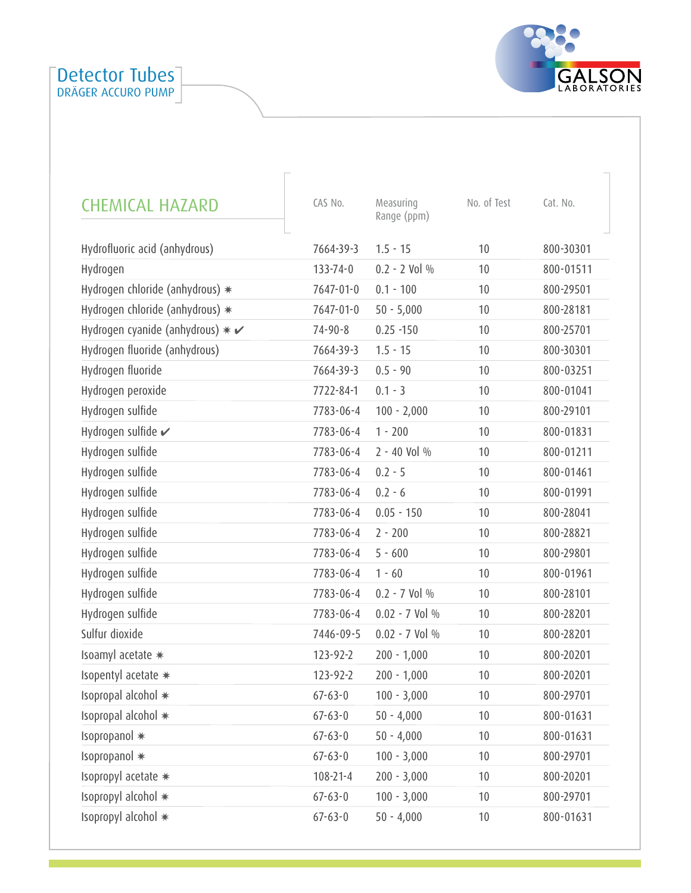# Detector Tubes

DRÄGER ACCURO PUMP

| CHEMICAL HAZARD | CAS No. | Measuring Range (ppm) | No. of Test | Cat. No. |
|---|---|---|---|---|
| Hydrofluoric acid (anhydrous) | 7664-39-3 | 1.5 - 15 | 10 | 800-30301 |
| Hydrogen | 133-74-0 | 0.2 - 2 Vol % | 10 | 800-01511 |
| Hydrogen chloride (anhydrous) ✳ | 7647-01-0 | 0.1 - 100 | 10 | 800-29501 |
| Hydrogen chloride (anhydrous) ✳ | 7647-01-0 | 50 - 5,000 | 10 | 800-28181 |
| Hydrogen cyanide (anhydrous) ✳ ✔ | 74-90-8 | 0.25 -150 | 10 | 800-25701 |
| Hydrogen fluoride (anhydrous) | 7664-39-3 | 1.5 - 15 | 10 | 800-30301 |
| Hydrogen fluoride | 7664-39-3 | 0.5 - 90 | 10 | 800-03251 |
| Hydrogen peroxide | 7722-84-1 | 0.1 - 3 | 10 | 800-01041 |
| Hydrogen sulfide | 7783-06-4 | 100 - 2,000 | 10 | 800-29101 |
| Hydrogen sulfide ✔ | 7783-06-4 | 1 - 200 | 10 | 800-01831 |
| Hydrogen sulfide | 7783-06-4 | 2 - 40 Vol % | 10 | 800-01211 |
| Hydrogen sulfide | 7783-06-4 | 0.2 - 5 | 10 | 800-01461 |
| Hydrogen sulfide | 7783-06-4 | 0.2 - 6 | 10 | 800-01991 |
| Hydrogen sulfide | 7783-06-4 | 0.05 - 150 | 10 | 800-28041 |
| Hydrogen sulfide | 7783-06-4 | 2 - 200 | 10 | 800-28821 |
| Hydrogen sulfide | 7783-06-4 | 5 - 600 | 10 | 800-29801 |
| Hydrogen sulfide | 7783-06-4 | 1 - 60 | 10 | 800-01961 |
| Hydrogen sulfide | 7783-06-4 | 0.2 - 7 Vol % | 10 | 800-28101 |
| Hydrogen sulfide | 7783-06-4 | 0.02 - 7 Vol % | 10 | 800-28201 |
| Sulfur dioxide | 7446-09-5 | 0.02 - 7 Vol % | 10 | 800-28201 |
| Isoamyl acetate ✳ | 123-92-2 | 200 - 1,000 | 10 | 800-20201 |
| Isopentyl acetate ✳ | 123-92-2 | 200 - 1,000 | 10 | 800-20201 |
| Isopropal alcohol ✳ | 67-63-0 | 100 - 3,000 | 10 | 800-29701 |
| Isopropal alcohol ✳ | 67-63-0 | 50 - 4,000 | 10 | 800-01631 |
| Isopropanol ✳ | 67-63-0 | 50 - 4,000 | 10 | 800-01631 |
| Isopropanol ✳ | 67-63-0 | 100 - 3,000 | 10 | 800-29701 |
| Isopropyl acetate ✳ | 108-21-4 | 200 - 3,000 | 10 | 800-20201 |
| Isopropyl alcohol ✳ | 67-63-0 | 100 - 3,000 | 10 | 800-29701 |
| Isopropyl alcohol ✳ | 67-63-0 | 50 - 4,000 | 10 | 800-01631 |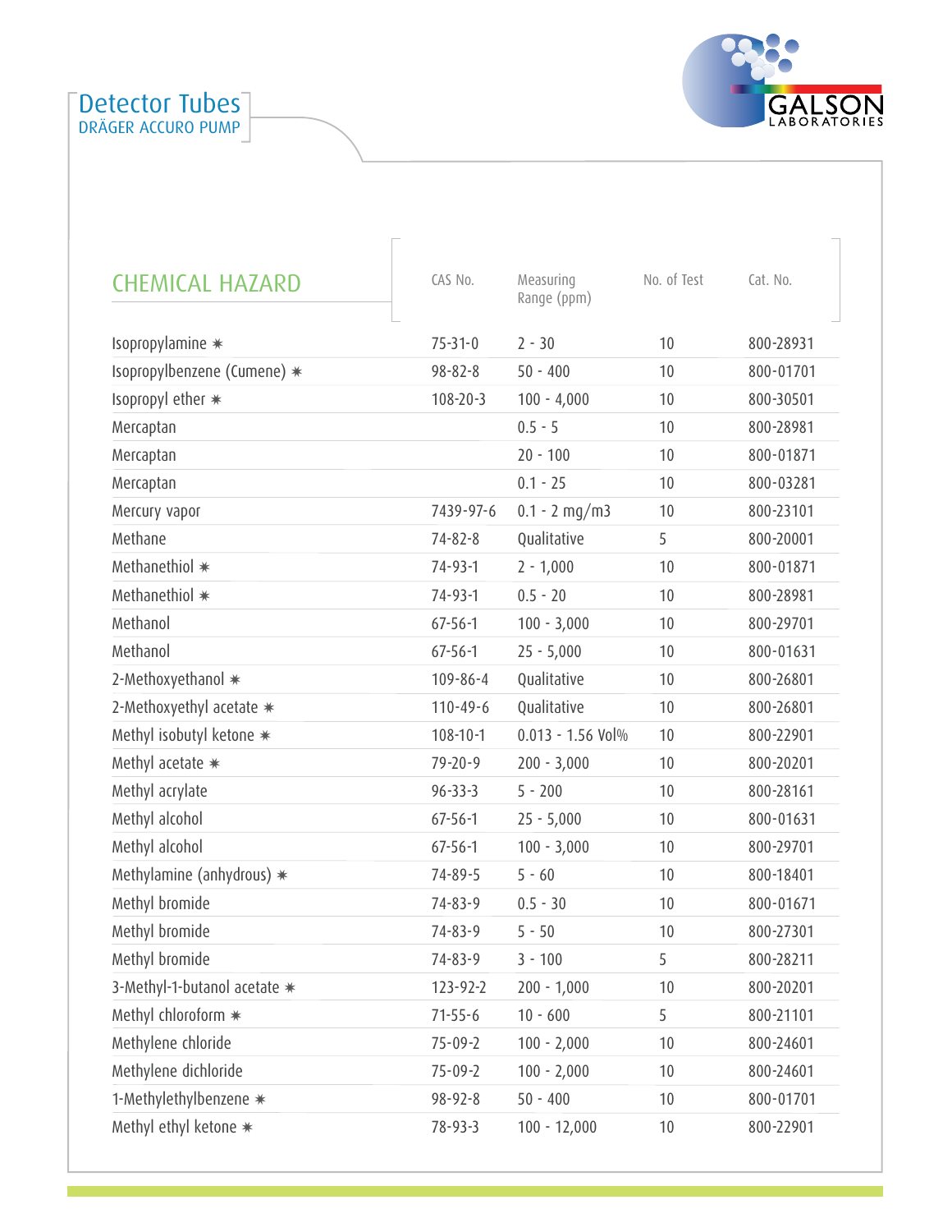Detector Tubes
DRÄGER ACCURO PUMP

| CHEMICAL HAZARD | CAS No. | Measuring Range (ppm) | No. of Test | Cat. No. |
|---|---|---|---|---|
| Isopropylamine ✷ | 75-31-0 | 2 - 30 | 10 | 800-28931 |
| Isopropylbenzene (Cumene) ✷ | 98-82-8 | 50 - 400 | 10 | 800-01701 |
| Isopropyl ether ✷ | 108-20-3 | 100 - 4,000 | 10 | 800-30501 |
| Mercaptan | | 0.5 - 5 | 10 | 800-28981 |
| Mercaptan | | 20 - 100 | 10 | 800-01871 |
| Mercaptan | | 0.1 - 25 | 10 | 800-03281 |
| Mercury vapor | 7439-97-6 | 0.1 - 2 mg/m3 | 10 | 800-23101 |
| Methane | 74-82-8 | Qualitative | 5 | 800-20001 |
| Methanethiol ✷ | 74-93-1 | 2 - 1,000 | 10 | 800-01871 |
| Methanethiol ✷ | 74-93-1 | 0.5 - 20 | 10 | 800-28981 |
| Methanol | 67-56-1 | 100 - 3,000 | 10 | 800-29701 |
| Methanol | 67-56-1 | 25 - 5,000 | 10 | 800-01631 |
| 2-Methoxyethanol ✷ | 109-86-4 | Qualitative | 10 | 800-26801 |
| 2-Methoxyethyl acetate ✷ | 110-49-6 | Qualitative | 10 | 800-26801 |
| Methyl isobutyl ketone ✷ | 108-10-1 | 0.013 - 1.56 Vol% | 10 | 800-22901 |
| Methyl acetate ✷ | 79-20-9 | 200 - 3,000 | 10 | 800-20201 |
| Methyl acrylate | 96-33-3 | 5 - 200 | 10 | 800-28161 |
| Methyl alcohol | 67-56-1 | 25 - 5,000 | 10 | 800-01631 |
| Methyl alcohol | 67-56-1 | 100 - 3,000 | 10 | 800-29701 |
| Methylamine (anhydrous) ✷ | 74-89-5 | 5 - 60 | 10 | 800-18401 |
| Methyl bromide | 74-83-9 | 0.5 - 30 | 10 | 800-01671 |
| Methyl bromide | 74-83-9 | 5 - 50 | 10 | 800-27301 |
| Methyl bromide | 74-83-9 | 3 - 100 | 5 | 800-28211 |
| 3-Methyl-1-butanol acetate ✷ | 123-92-2 | 200 - 1,000 | 10 | 800-20201 |
| Methyl chloroform ✷ | 71-55-6 | 10 - 600 | 5 | 800-21101 |
| Methylene chloride | 75-09-2 | 100 - 2,000 | 10 | 800-24601 |
| Methylene dichloride | 75-09-2 | 100 - 2,000 | 10 | 800-24601 |
| 1-Methylethylbenzene ✷ | 98-92-8 | 50 - 400 | 10 | 800-01701 |
| Methyl ethyl ketone ✷ | 78-93-3 | 100 - 12,000 | 10 | 800-22901 |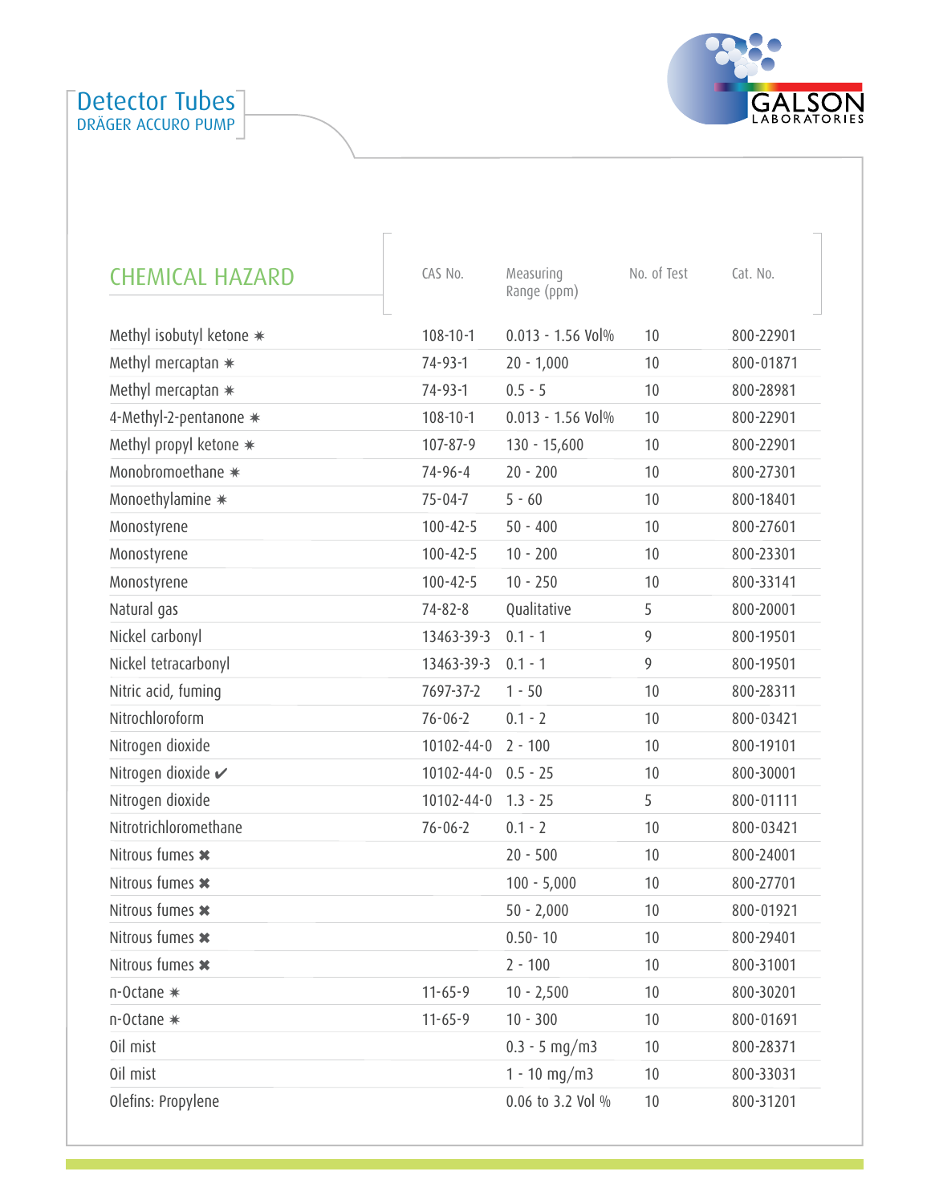# Detector Tubes

DRÄGER ACCURO PUMP

| CHEMICAL HAZARD | CAS No. | Measuring Range (ppm) | No. of Test | Cat. No. |
|---|---|---|---|---|
| Methyl isobutyl ketone ✷ | 108-10-1 | 0.013 - 1.56 Vol% | 10 | 800-22901 |
| Methyl mercaptan ✷ | 74-93-1 | 20 - 1,000 | 10 | 800-01871 |
| Methyl mercaptan ✷ | 74-93-1 | 0.5 - 5 | 10 | 800-28981 |
| 4-Methyl-2-pentanone ✷ | 108-10-1 | 0.013 - 1.56 Vol% | 10 | 800-22901 |
| Methyl propyl ketone ✷ | 107-87-9 | 130 - 15,600 | 10 | 800-22901 |
| Monobromoethane ✷ | 74-96-4 | 20 - 200 | 10 | 800-27301 |
| Monoethylamine ✷ | 75-04-7 | 5 - 60 | 10 | 800-18401 |
| Monostyrene | 100-42-5 | 50 - 400 | 10 | 800-27601 |
| Monostyrene | 100-42-5 | 10 - 200 | 10 | 800-23301 |
| Monostyrene | 100-42-5 | 10 - 250 | 10 | 800-33141 |
| Natural gas | 74-82-8 | Qualitative | 5 | 800-20001 |
| Nickel carbonyl | 13463-39-3 | 0.1 - 1 | 9 | 800-19501 |
| Nickel tetracarbonyl | 13463-39-3 | 0.1 - 1 | 9 | 800-19501 |
| Nitric acid, fuming | 7697-37-2 | 1 - 50 | 10 | 800-28311 |
| Nitrochloroform | 76-06-2 | 0.1 - 2 | 10 | 800-03421 |
| Nitrogen dioxide | 10102-44-0 | 2 - 100 | 10 | 800-19101 |
| Nitrogen dioxide ✔ | 10102-44-0 | 0.5 - 25 | 10 | 800-30001 |
| Nitrogen dioxide | 10102-44-0 | 1.3 - 25 | 5 | 800-01111 |
| Nitrotrichloromethane | 76-06-2 | 0.1 - 2 | 10 | 800-03421 |
| Nitrous fumes ✖ | | 20 - 500 | 10 | 800-24001 |
| Nitrous fumes ✖ | | 100 - 5,000 | 10 | 800-27701 |
| Nitrous fumes ✖ | | 50 - 2,000 | 10 | 800-01921 |
| Nitrous fumes ✖ | | 0.50- 10 | 10 | 800-29401 |
| Nitrous fumes ✖ | | 2 - 100 | 10 | 800-31001 |
| n-Octane ✷ | 11-65-9 | 10 - 2,500 | 10 | 800-30201 |
| n-Octane ✷ | 11-65-9 | 10 - 300 | 10 | 800-01691 |
| Oil mist | | 0.3 - 5 mg/m3 | 10 | 800-28371 |
| Oil mist | | 1 - 10 mg/m3 | 10 | 800-33031 |
| Olefins: Propylene | | 0.06 to 3.2 Vol % | 10 | 800-31201 |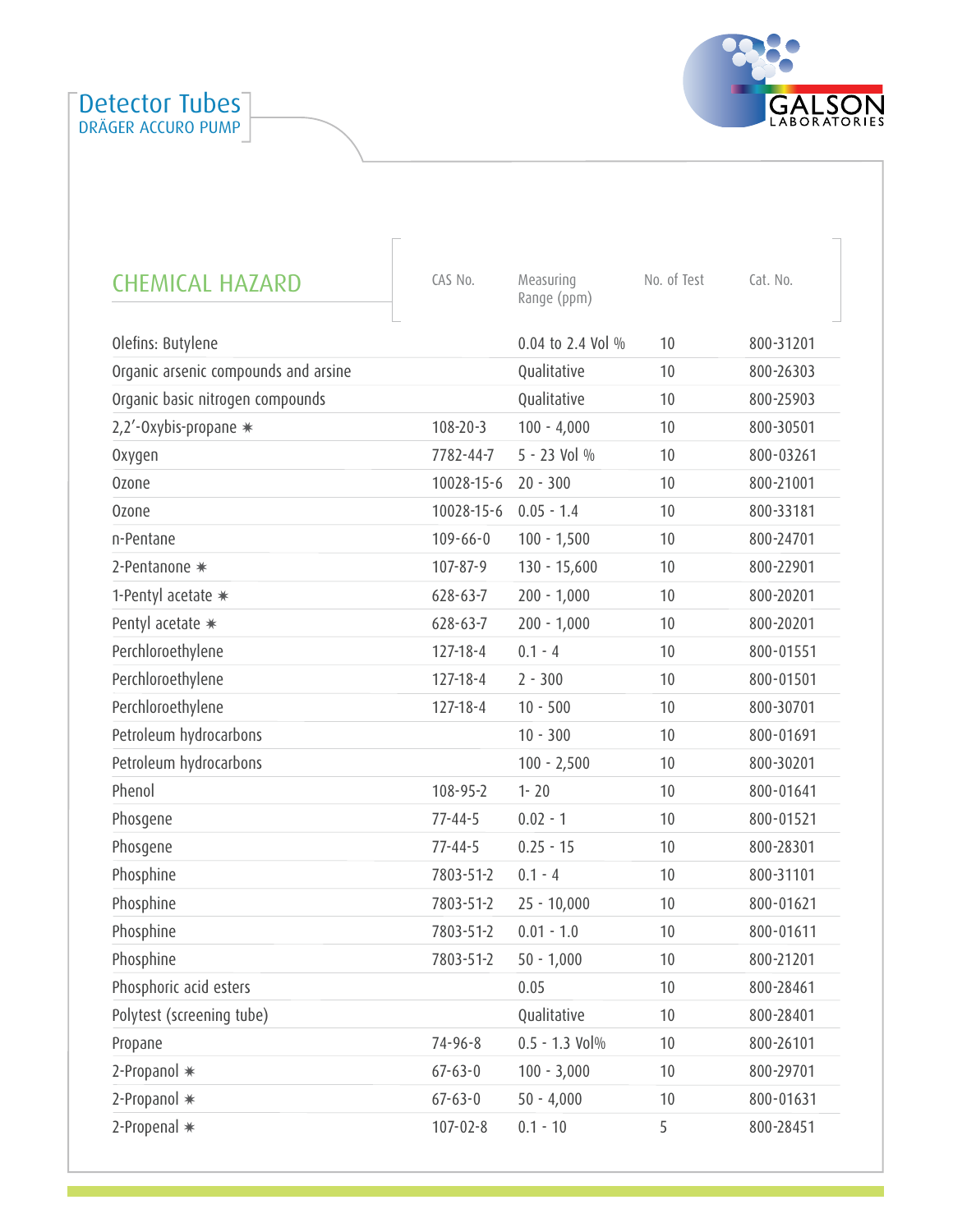# Detector Tubes

DRÄGER ACCURO PUMP

| CHEMICAL HAZARD | CAS No. | Measuring Range (ppm) | No. of Test | Cat. No. |
|---|---|---|---|---|
| Olefins: Butylene | | 0.04 to 2.4 Vol % | 10 | 800-31201 |
| Organic arsenic compounds and arsine | | Qualitative | 10 | 800-26303 |
| Organic basic nitrogen compounds | | Qualitative | 10 | 800-25903 |
| 2,2′-Oxybis-propane ✷ | 108-20-3 | 100 - 4,000 | 10 | 800-30501 |
| Oxygen | 7782-44-7 | 5 - 23 Vol % | 10 | 800-03261 |
| Ozone | 10028-15-6 | 20 - 300 | 10 | 800-21001 |
| Ozone | 10028-15-6 | 0.05 - 1.4 | 10 | 800-33181 |
| n-Pentane | 109-66-0 | 100 - 1,500 | 10 | 800-24701 |
| 2-Pentanone ✷ | 107-87-9 | 130 - 15,600 | 10 | 800-22901 |
| 1-Pentyl acetate ✷ | 628-63-7 | 200 - 1,000 | 10 | 800-20201 |
| Pentyl acetate ✷ | 628-63-7 | 200 - 1,000 | 10 | 800-20201 |
| Perchloroethylene | 127-18-4 | 0.1 - 4 | 10 | 800-01551 |
| Perchloroethylene | 127-18-4 | 2 - 300 | 10 | 800-01501 |
| Perchloroethylene | 127-18-4 | 10 - 500 | 10 | 800-30701 |
| Petroleum hydrocarbons | | 10 - 300 | 10 | 800-01691 |
| Petroleum hydrocarbons | | 100 - 2,500 | 10 | 800-30201 |
| Phenol | 108-95-2 | 1- 20 | 10 | 800-01641 |
| Phosgene | 77-44-5 | 0.02 - 1 | 10 | 800-01521 |
| Phosgene | 77-44-5 | 0.25 - 15 | 10 | 800-28301 |
| Phosphine | 7803-51-2 | 0.1 - 4 | 10 | 800-31101 |
| Phosphine | 7803-51-2 | 25 - 10,000 | 10 | 800-01621 |
| Phosphine | 7803-51-2 | 0.01 - 1.0 | 10 | 800-01611 |
| Phosphine | 7803-51-2 | 50 - 1,000 | 10 | 800-21201 |
| Phosphoric acid esters | | 0.05 | 10 | 800-28461 |
| Polytest (screening tube) | | Qualitative | 10 | 800-28401 |
| Propane | 74-96-8 | 0.5 - 1.3 Vol% | 10 | 800-26101 |
| 2-Propanol ✷ | 67-63-0 | 100 - 3,000 | 10 | 800-29701 |
| 2-Propanol ✷ | 67-63-0 | 50 - 4,000 | 10 | 800-01631 |
| 2-Propenal ✷ | 107-02-8 | 0.1 - 10 | 5 | 800-28451 |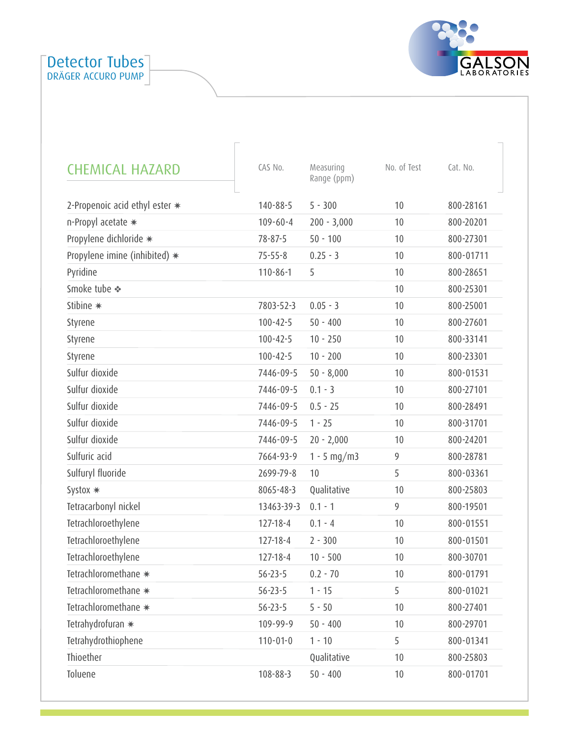# Detector Tubes

DRÄGER ACCURO PUMP

GALSON LABORATORIES

| CHEMICAL HAZARD | CAS No. | Measuring Range (ppm) | No. of Test | Cat. No. |
|---|---|---|---|---|
| 2-Propenoic acid ethyl ester ✷ | 140-88-5 | 5 - 300 | 10 | 800-28161 |
| n-Propyl acetate ✷ | 109-60-4 | 200 - 3,000 | 10 | 800-20201 |
| Propylene dichloride ✷ | 78-87-5 | 50 - 100 | 10 | 800-27301 |
| Propylene imine (inhibited) ✷ | 75-55-8 | 0.25 - 3 | 10 | 800-01711 |
| Pyridine | 110-86-1 | 5 | 10 | 800-28651 |
| Smoke tube ❖ | | | 10 | 800-25301 |
| Stibine ✷ | 7803-52-3 | 0.05 - 3 | 10 | 800-25001 |
| Styrene | 100-42-5 | 50 - 400 | 10 | 800-27601 |
| Styrene | 100-42-5 | 10 - 250 | 10 | 800-33141 |
| Styrene | 100-42-5 | 10 - 200 | 10 | 800-23301 |
| Sulfur dioxide | 7446-09-5 | 50 - 8,000 | 10 | 800-01531 |
| Sulfur dioxide | 7446-09-5 | 0.1 - 3 | 10 | 800-27101 |
| Sulfur dioxide | 7446-09-5 | 0.5 - 25 | 10 | 800-28491 |
| Sulfur dioxide | 7446-09-5 | 1 - 25 | 10 | 800-31701 |
| Sulfur dioxide | 7446-09-5 | 20 - 2,000 | 10 | 800-24201 |
| Sulfuric acid | 7664-93-9 | 1 - 5 mg/m3 | 9 | 800-28781 |
| Sulfuryl fluoride | 2699-79-8 | 10 | 5 | 800-03361 |
| Systox ✷ | 8065-48-3 | Qualitative | 10 | 800-25803 |
| Tetracarbonyl nickel | 13463-39-3 | 0.1 - 1 | 9 | 800-19501 |
| Tetrachloroethylene | 127-18-4 | 0.1 - 4 | 10 | 800-01551 |
| Tetrachloroethylene | 127-18-4 | 2 - 300 | 10 | 800-01501 |
| Tetrachloroethylene | 127-18-4 | 10 - 500 | 10 | 800-30701 |
| Tetrachloromethane ✷ | 56-23-5 | 0.2 - 70 | 10 | 800-01791 |
| Tetrachloromethane ✷ | 56-23-5 | 1 - 15 | 5 | 800-01021 |
| Tetrachloromethane ✷ | 56-23-5 | 5 - 50 | 10 | 800-27401 |
| Tetrahydrofuran ✷ | 109-99-9 | 50 - 400 | 10 | 800-29701 |
| Tetrahydrothiophene | 110-01-0 | 1 - 10 | 5 | 800-01341 |
| Thioether | | Qualitative | 10 | 800-25803 |
| Toluene | 108-88-3 | 50 - 400 | 10 | 800-01701 |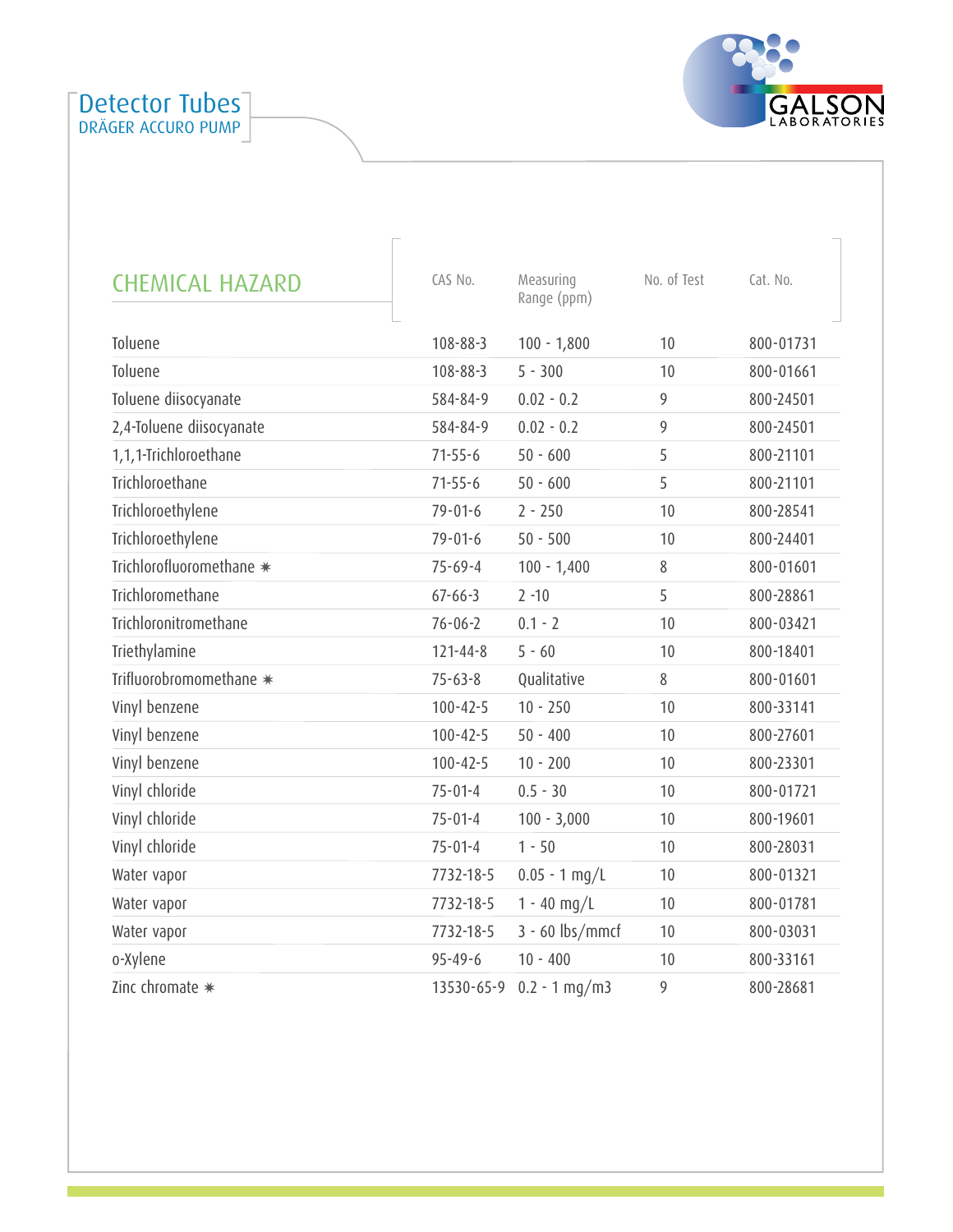| CHEMICAL HAZARD | CAS No. | Measuring Range (ppm) | No. of Test | Cat. No. |
| --- | --- | --- | --- | --- |
| Toluene | 108-88-3 | 100 - 1,800 | 10 | 800-01731 |
| Toluene | 108-88-3 | 5 - 300 | 10 | 800-01661 |
| Toluene diisocyanate | 584-84-9 | 0.02 - 0.2 | 9 | 800-24501 |
| 2,4-Toluene diisocyanate | 584-84-9 | 0.02 - 0.2 | 9 | 800-24501 |
| 1,1,1-Trichloroethane | 71-55-6 | 50 - 600 | 5 | 800-21101 |
| Trichloroethane | 71-55-6 | 50 - 600 | 5 | 800-21101 |
| Trichloroethylene | 79-01-6 | 2 - 250 | 10 | 800-28541 |
| Trichloroethylene | 79-01-6 | 50 - 500 | 10 | 800-24401 |
| Trichlorofluoromethane ✷ | 75-69-4 | 100 - 1,400 | 8 | 800-01601 |
| Trichloromethane | 67-66-3 | 2 -10 | 5 | 800-28861 |
| Trichloronitromethane | 76-06-2 | 0.1 - 2 | 10 | 800-03421 |
| Triethylamine | 121-44-8 | 5 - 60 | 10 | 800-18401 |
| Trifluorobromomethane ✷ | 75-63-8 | Qualitative | 8 | 800-01601 |
| Vinyl benzene | 100-42-5 | 10 - 250 | 10 | 800-33141 |
| Vinyl benzene | 100-42-5 | 50 - 400 | 10 | 800-27601 |
| Vinyl benzene | 100-42-5 | 10 - 200 | 10 | 800-23301 |
| Vinyl chloride | 75-01-4 | 0.5 - 30 | 10 | 800-01721 |
| Vinyl chloride | 75-01-4 | 100 - 3,000 | 10 | 800-19601 |
| Vinyl chloride | 75-01-4 | 1 - 50 | 10 | 800-28031 |
| Water vapor | 7732-18-5 | 0.05 - 1 mg/L | 10 | 800-01321 |
| Water vapor | 7732-18-5 | 1 - 40 mg/L | 10 | 800-01781 |
| Water vapor | 7732-18-5 | 3 - 60 lbs/mmcf | 10 | 800-03031 |
| o-Xylene | 95-49-6 | 10 - 400 | 10 | 800-33161 |
| Zinc chromate ✷ | 13530-65-9 | 0.2 - 1 mg/m3 | 9 | 800-28681 |